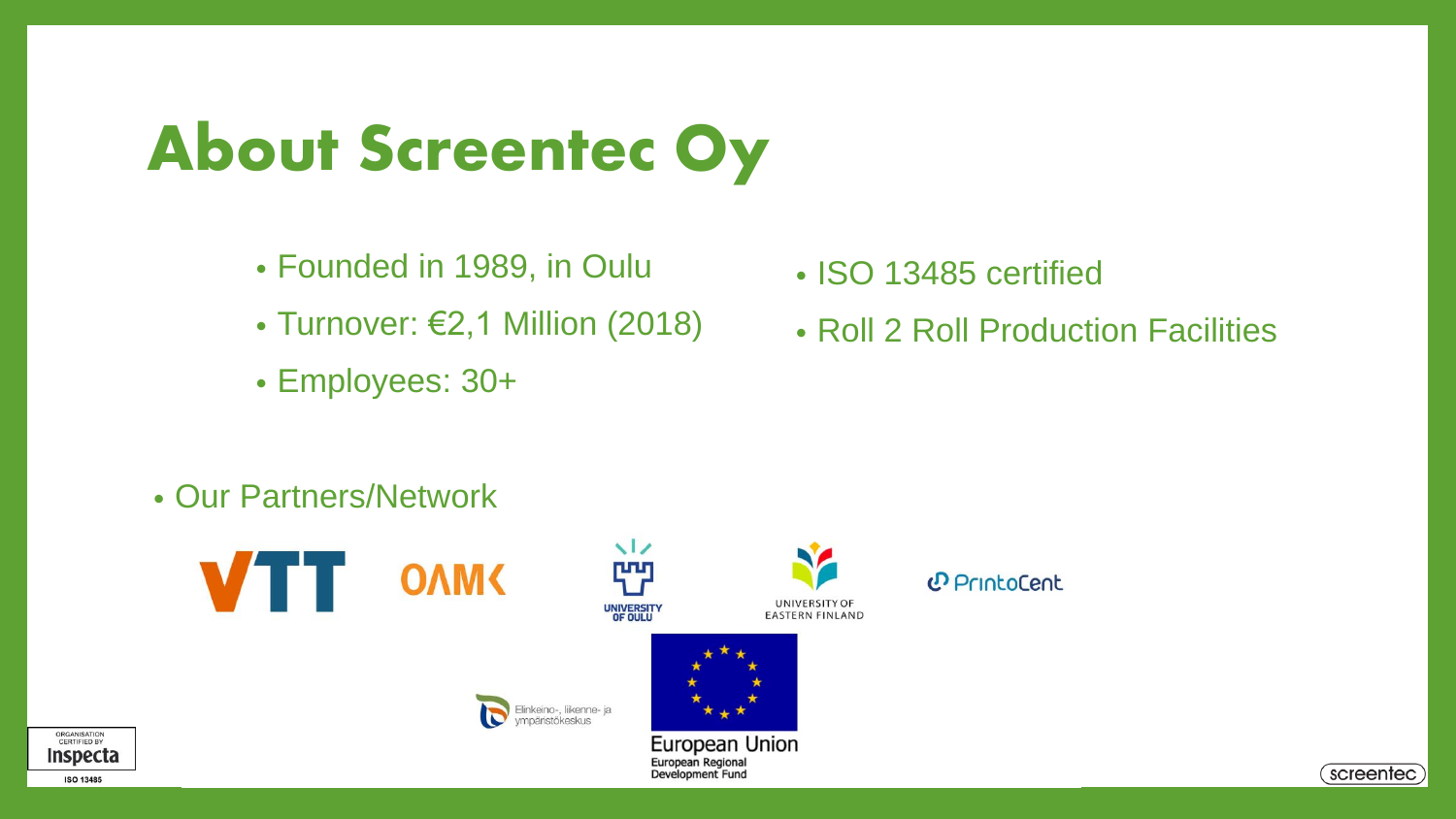# About Screentec Oy

- Founded in 1989, in Oulu
- Turnover: €2,1 Million (2018)
- Employees: 30+
- ISO 13485 certified
- Roll 2 Roll Production Facilities

- Our Partners/Network

VTT OAMK UNIVERSITY OF OULU UNIVERSITY OF EASTERN FINLAND PrintoCent

Elinkeino-, liikenne- ja ympäristökeskus

European Union
European Regional Development Fund

ORGANISATION CERTIFIED BY Inspecta ISO 13485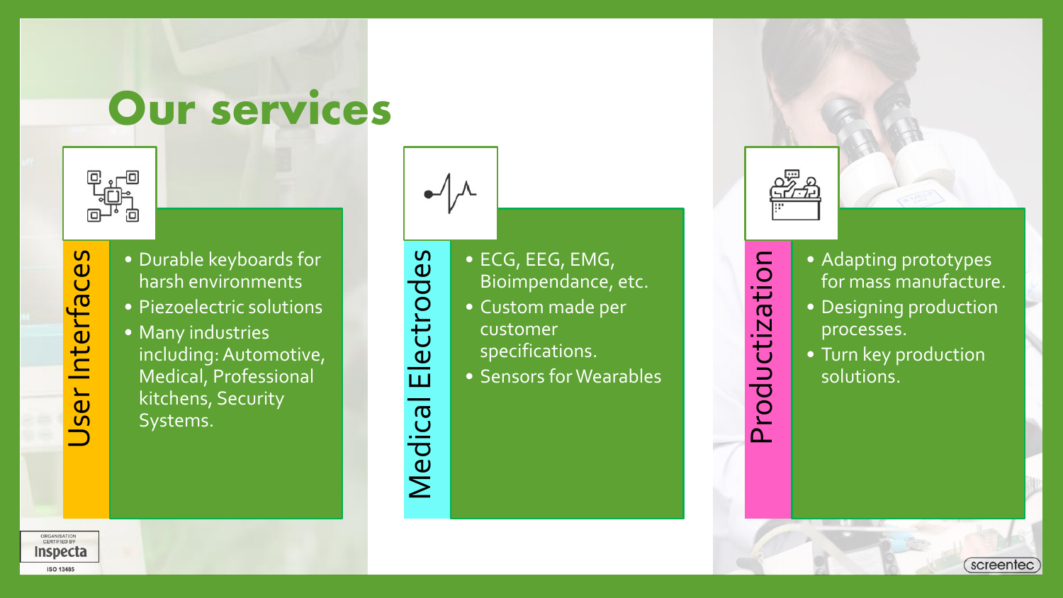# Our services

## User Interfaces

- Durable keyboards for harsh environments
- Piezoelectric solutions
- Many industries including: Automotive, Medical, Professional kitchens, Security Systems.

## Medical Electrodes

- ECG, EEG, EMG, Bioimpendance, etc.
- Custom made per customer specifications.
- Sensors for Wearables

## Productization

- Adapting prototypes for mass manufacture.
- Designing production processes.
- Turn key production solutions.

ORGANISATION CERTIFIED BY Inspecta ISO 13485

screentec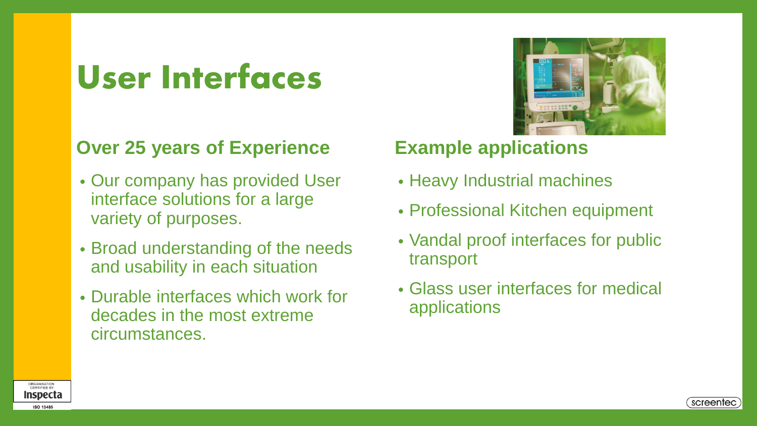# User Interfaces

## Over 25 years of Experience

- Our company has provided User interface solutions for a large variety of purposes.
- Broad understanding of the needs and usability in each situation
- Durable interfaces which work for decades in the most extreme circumstances.

## Example applications

- Heavy Industrial machines
- Professional Kitchen equipment
- Vandal proof interfaces for public transport
- Glass user interfaces for medical applications

ORGANISATION CERTIFIED BY Inspecta ISO 13485

screentec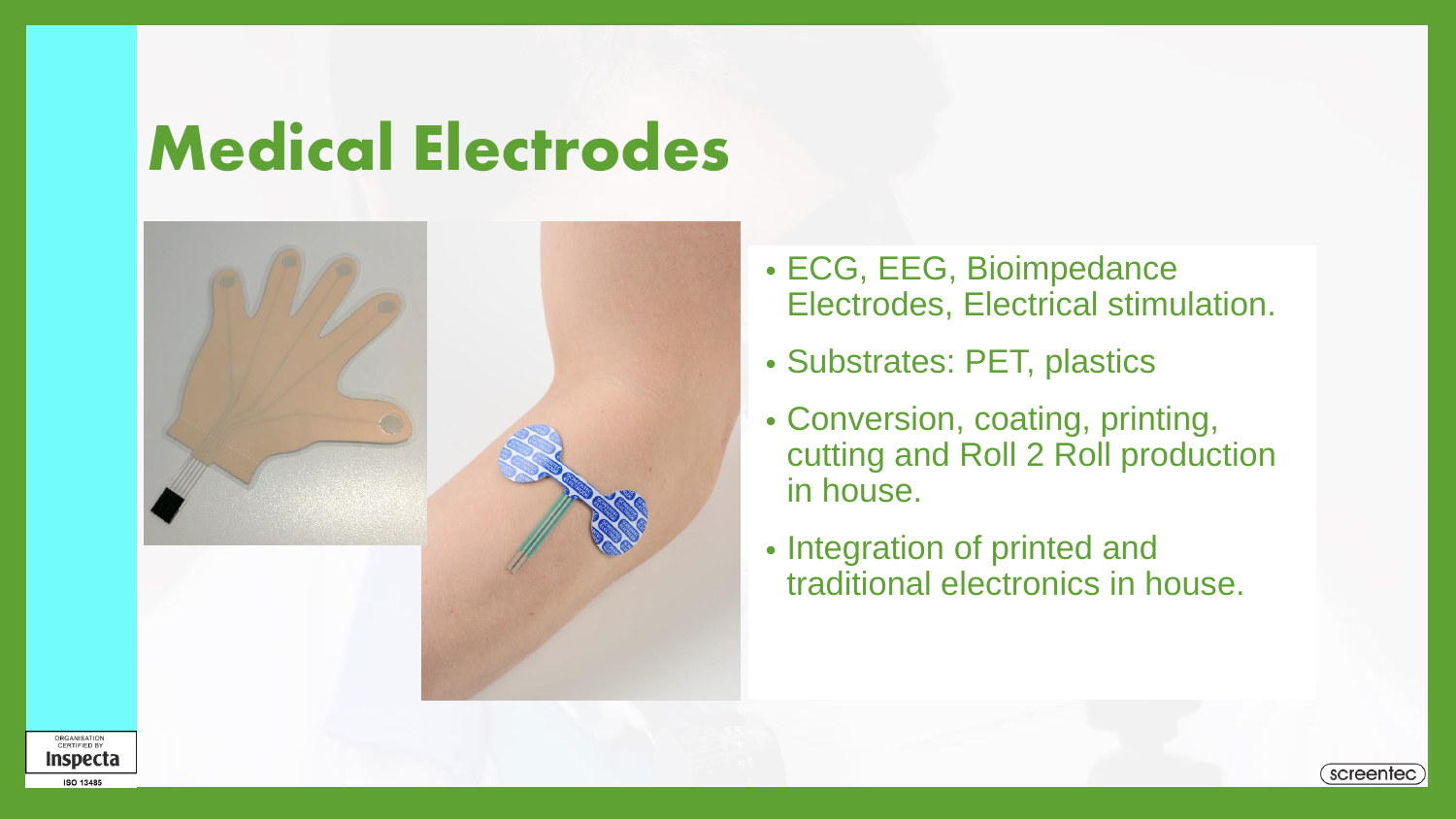# Medical Electrodes

- ECG, EEG, Bioimpedance Electrodes, Electrical stimulation.
- Substrates: PET, plastics
- Conversion, coating, printing, cutting and Roll 2 Roll production in house.
- Integration of printed and traditional electronics in house.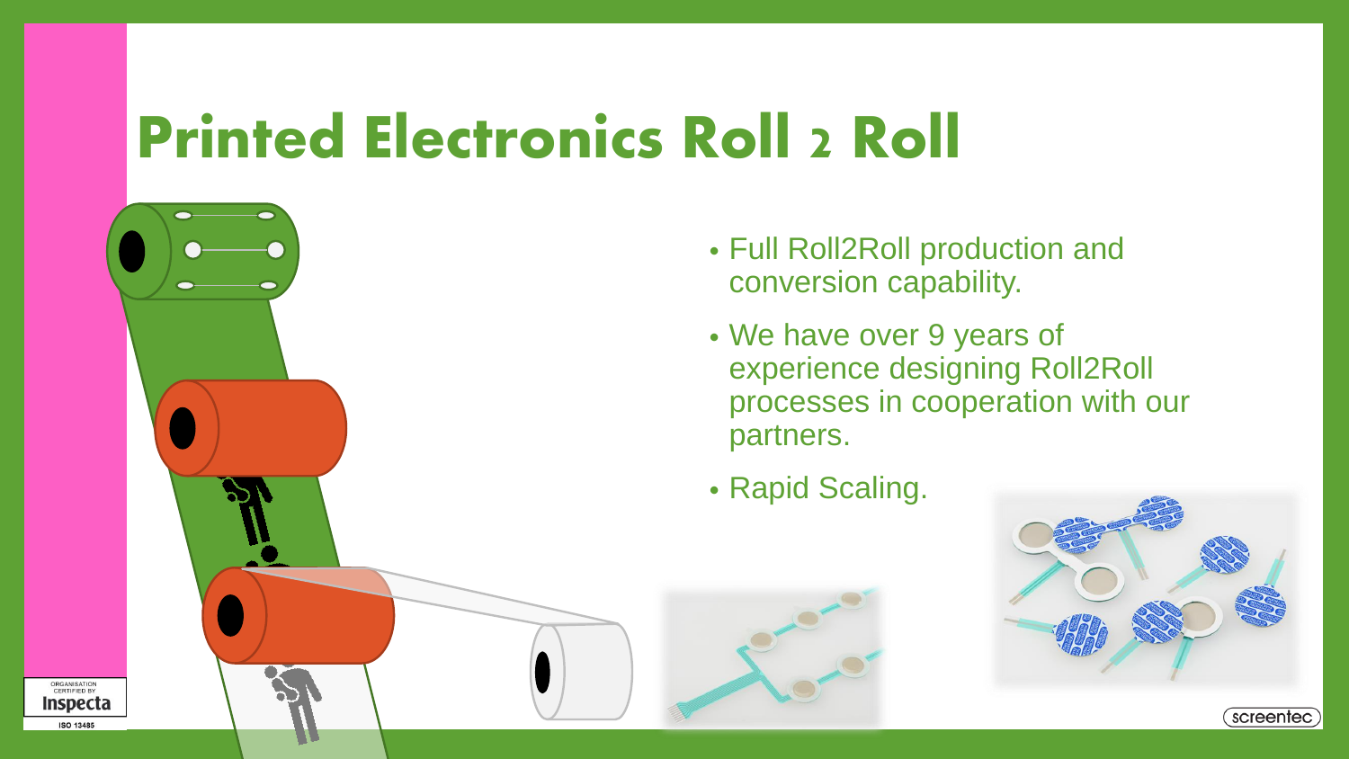# Printed Electronics Roll 2 Roll

- Full Roll2Roll production and conversion capability.
- We have over 9 years of experience designing Roll2Roll processes in cooperation with our partners.
- Rapid Scaling.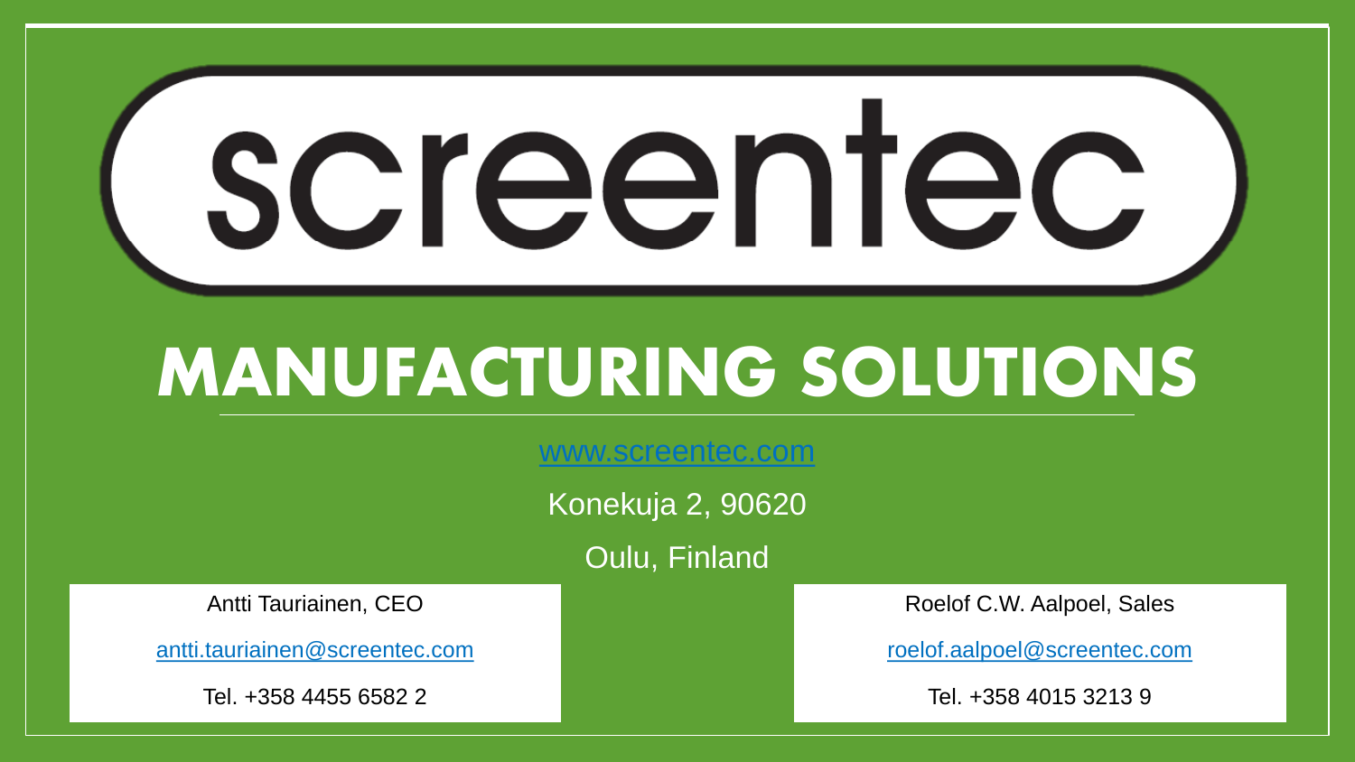# screentec

## MANUFACTURING SOLUTIONS

www.screentec.com

Konekuja 2, 90620

Oulu, Finland

Antti Tauriainen, CEO

antti.tauriainen@screentec.com

Tel. +358 4455 6582 2

Roelof C.W. Aalpoel, Sales

roelof.aalpoel@screentec.com

Tel. +358 4015 3213 9